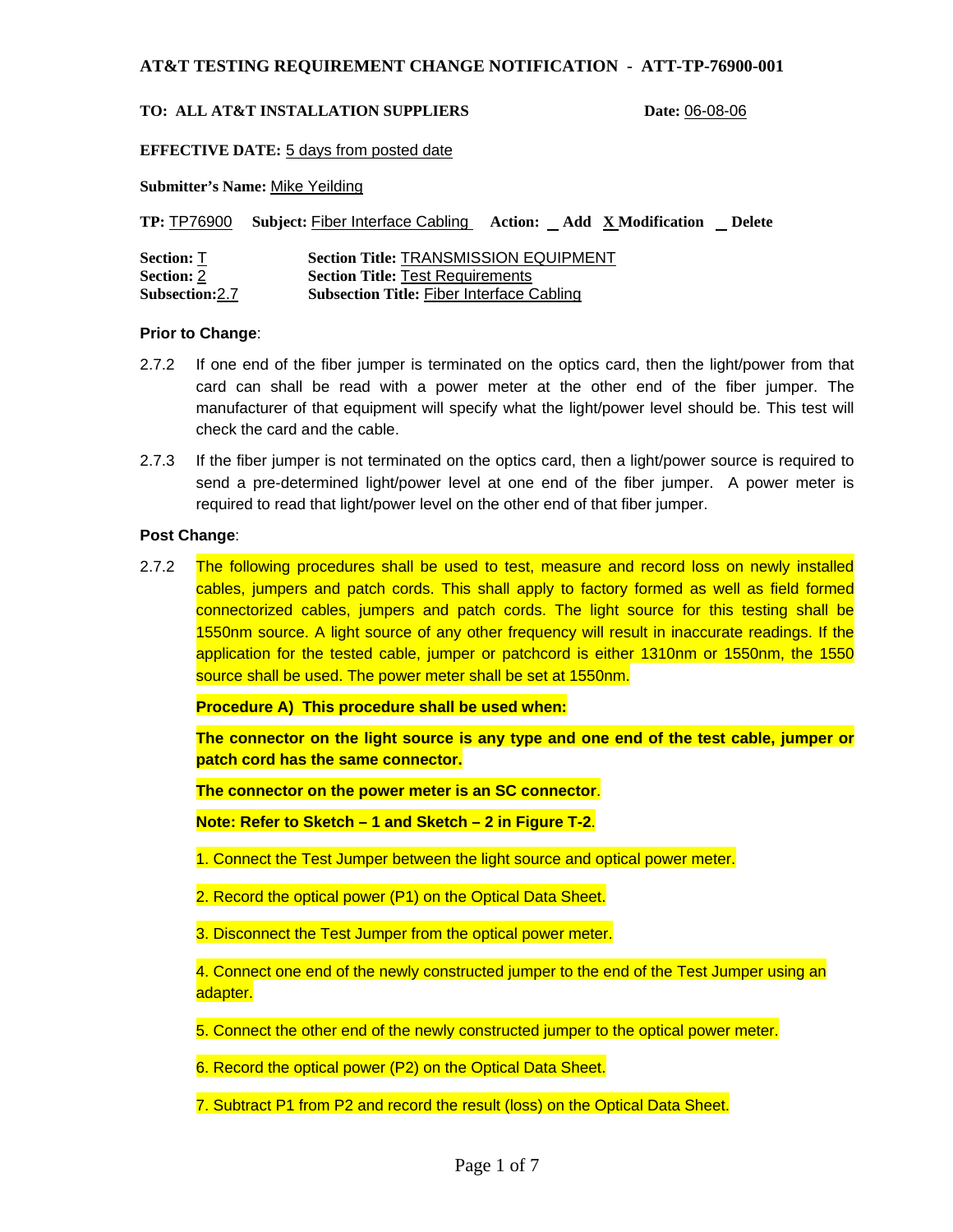# AT&T TESTING REQUIREMENT CHANGE NOTIFICATION - ATT-TP-76900-001

**TO: ALL AT&T INSTALLATION SUPPLIERS** **Date:** 06-08-06

**EFFECTIVE DATE:** 5 days from posted date

**Submitter's Name:** Mike Yeilding

**TP:** TP76900 **Subject:** Fiber Interface Cabling **Action:** _ Add X Modification _ Delete

**Section:** T **Section Title:** TRANSMISSION EQUIPMENT
**Section:** 2 **Section Title:** Test Requirements
**Subsection:** 2.7 **Subsection Title:** Fiber Interface Cabling

**Prior to Change**:

2.7.2 If one end of the fiber jumper is terminated on the optics card, then the light/power from that card can shall be read with a power meter at the other end of the fiber jumper. The manufacturer of that equipment will specify what the light/power level should be. This test will check the card and the cable.

2.7.3 If the fiber jumper is not terminated on the optics card, then a light/power source is required to send a pre-determined light/power level at one end of the fiber jumper. A power meter is required to read that light/power level on the other end of that fiber jumper.

**Post Change**:

2.7.2 The following procedures shall be used to test, measure and record loss on newly installed cables, jumpers and patch cords. This shall apply to factory formed as well as field formed connectorized cables, jumpers and patch cords. The light source for this testing shall be 1550nm source. A light source of any other frequency will result in inaccurate readings. If the application for the tested cable, jumper or patchcord is either 1310nm or 1550nm, the 1550 source shall be used. The power meter shall be set at 1550nm.

**Procedure A) This procedure shall be used when:**

**The connector on the light source is any type and one end of the test cable, jumper or patch cord has the same connector.**

**The connector on the power meter is an SC connector**.

**Note: Refer to Sketch – 1 and Sketch – 2 in Figure T-2**.

1. Connect the Test Jumper between the light source and optical power meter.

2. Record the optical power (P1) on the Optical Data Sheet.

3. Disconnect the Test Jumper from the optical power meter.

4. Connect one end of the newly constructed jumper to the end of the Test Jumper using an adapter.

5. Connect the other end of the newly constructed jumper to the optical power meter.

6. Record the optical power (P2) on the Optical Data Sheet.

7. Subtract P1 from P2 and record the result (loss) on the Optical Data Sheet.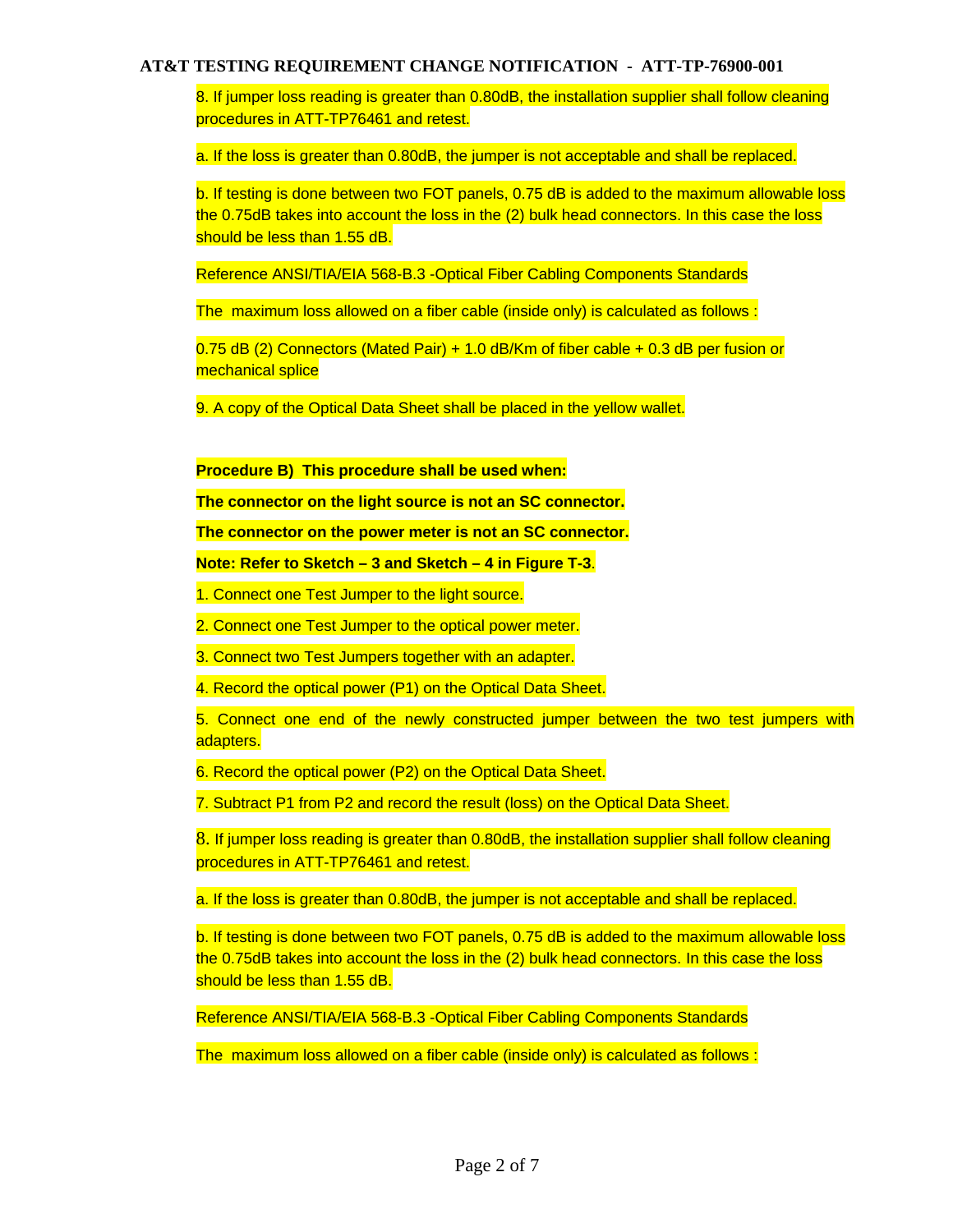8. If jumper loss reading is greater than 0.80dB, the installation supplier shall follow cleaning procedures in ATT-TP76461 and retest.

a. If the loss is greater than 0.80dB, the jumper is not acceptable and shall be replaced.

b. If testing is done between two FOT panels, 0.75 dB is added to the maximum allowable loss the 0.75dB takes into account the loss in the (2) bulk head connectors. In this case the loss should be less than 1.55 dB.

Reference ANSI/TIA/EIA 568-B.3 -Optical Fiber Cabling Components Standards

The maximum loss allowed on a fiber cable (inside only) is calculated as follows :

0.75 dB (2) Connectors (Mated Pair) + 1.0 dB/Km of fiber cable + 0.3 dB per fusion or mechanical splice

9. A copy of the Optical Data Sheet shall be placed in the yellow wallet.

**Procedure B) This procedure shall be used when:**

**The connector on the light source is not an SC connector.**

**The connector on the power meter is not an SC connector.**

**Note: Refer to Sketch – 3 and Sketch – 4 in Figure T-3**.

1. Connect one Test Jumper to the light source.

2. Connect one Test Jumper to the optical power meter.

3. Connect two Test Jumpers together with an adapter.

4. Record the optical power (P1) on the Optical Data Sheet.

5. Connect one end of the newly constructed jumper between the two test jumpers with adapters.

6. Record the optical power (P2) on the Optical Data Sheet.

7. Subtract P1 from P2 and record the result (loss) on the Optical Data Sheet.

8. If jumper loss reading is greater than 0.80dB, the installation supplier shall follow cleaning procedures in ATT-TP76461 and retest.

a. If the loss is greater than 0.80dB, the jumper is not acceptable and shall be replaced.

b. If testing is done between two FOT panels, 0.75 dB is added to the maximum allowable loss the 0.75dB takes into account the loss in the (2) bulk head connectors. In this case the loss should be less than 1.55 dB.

Reference ANSI/TIA/EIA 568-B.3 -Optical Fiber Cabling Components Standards

The maximum loss allowed on a fiber cable (inside only) is calculated as follows :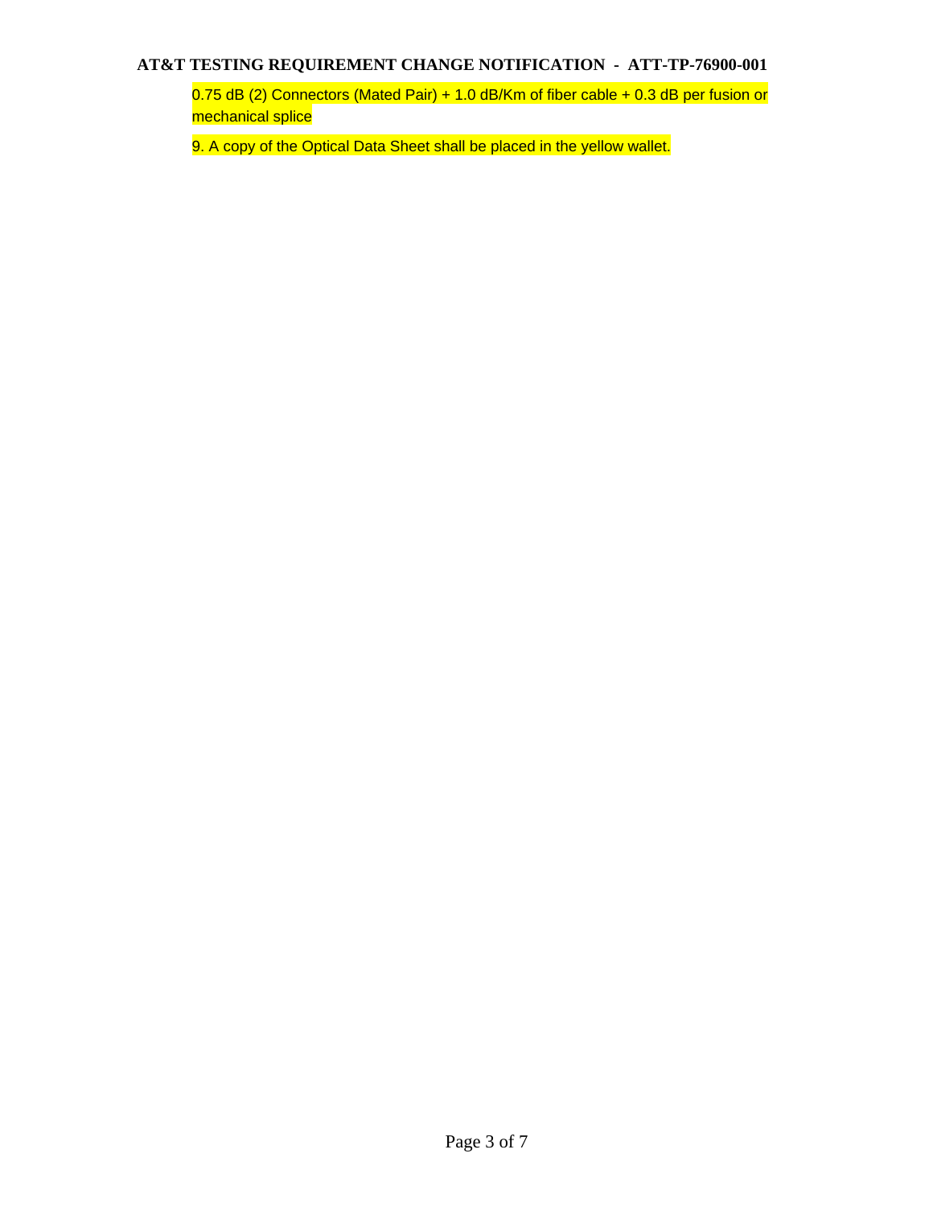0.75 dB (2) Connectors (Mated Pair) + 1.0 dB/Km of fiber cable + 0.3 dB per fusion or mechanical splice

9. A copy of the Optical Data Sheet shall be placed in the yellow wallet.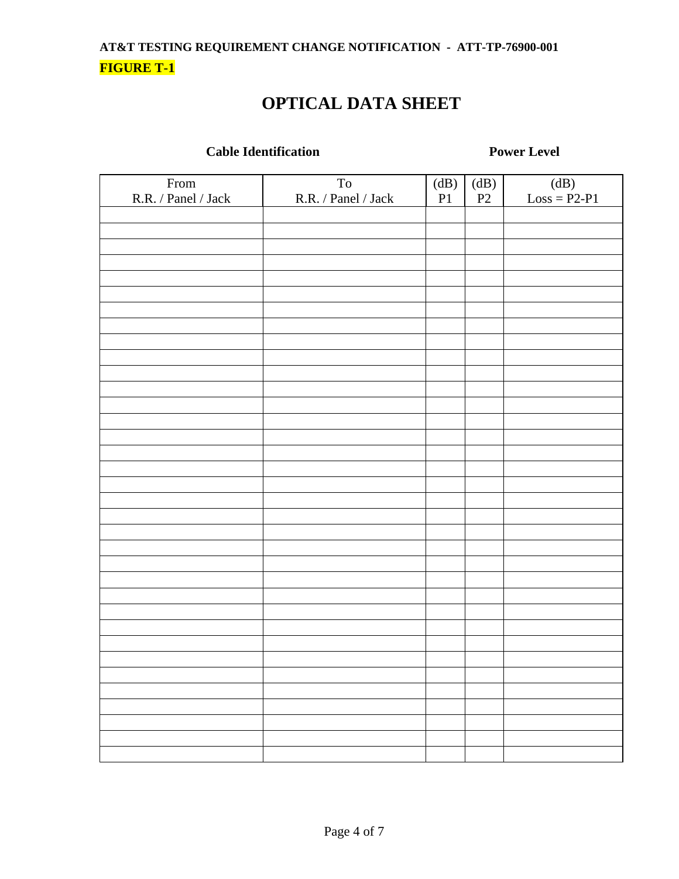**FIGURE T-1**

# OPTICAL DATA SHEET

| Cable Identification | | Power Level | | |
|---|---|---|---|---|
| From<br>R.R. / Panel / Jack | To<br>R.R. / Panel / Jack | (dB)<br>P1 | (dB)<br>P2 | (dB)<br>Loss = P2-P1 |
| | | | | |
| | | | | |
| | | | | |
| | | | | |
| | | | | |
| | | | | |
| | | | | |
| | | | | |
| | | | | |
| | | | | |
| | | | | |
| | | | | |
| | | | | |
| | | | | |
| | | | | |
| | | | | |
| | | | | |
| | | | | |
| | | | | |
| | | | | |
| | | | | |
| | | | | |
| | | | | |
| | | | | |
| | | | | |
| | | | | |
| | | | | |
| | | | | |
| | | | | |
| | | | | |
| | | | | |
| | | | | |
| | | | | |
| | | | | |
| | | | | |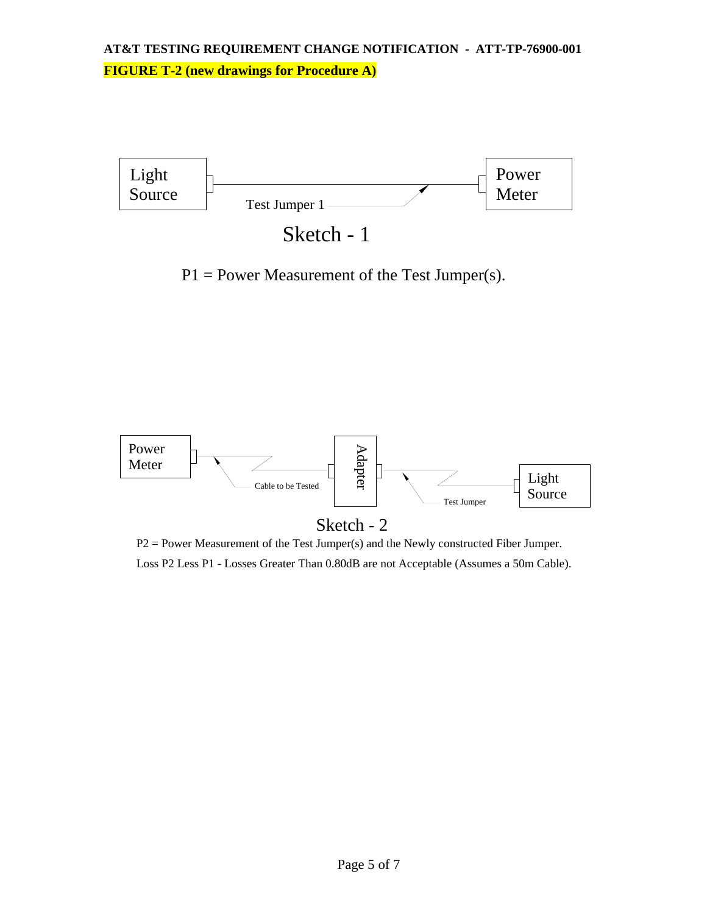**AT&T TESTING REQUIREMENT CHANGE NOTIFICATION - ATT-TP-76900-001**

**FIGURE T-2 (new drawings for Procedure A)**

Light Source — Test Jumper 1 — Power Meter

Sketch - 1

P1 = Power Measurement of the Test Jumper(s).

Power Meter — Cable to be Tested — Adapter — Test Jumper — Light Source

Sketch - 2

P2 = Power Measurement of the Test Jumper(s) and the Newly constructed Fiber Jumper.

Loss P2 Less P1 - Losses Greater Than 0.80dB are not Acceptable (Assumes a 50m Cable).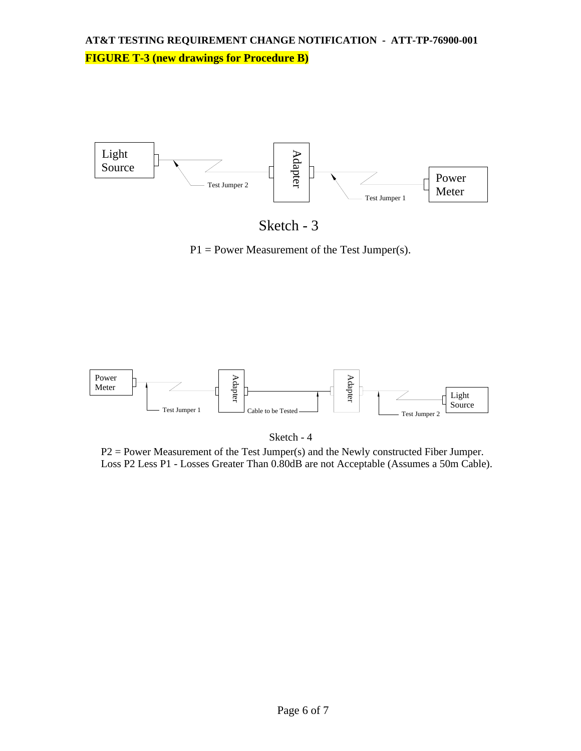**FIGURE T-3 (new drawings for Procedure B)**

Light Source — Test Jumper 2 — Adapter — Test Jumper 1 — Power Meter

Sketch - 3

P1 = Power Measurement of the Test Jumper(s).

Power Meter — Test Jumper 1 — Adapter — Cable to be Tested — Adapter — Test Jumper 2 — Light Source

Sketch - 4

P2 = Power Measurement of the Test Jumper(s) and the Newly constructed Fiber Jumper.
Loss P2 Less P1 - Losses Greater Than 0.80dB are not Acceptable (Assumes a 50m Cable).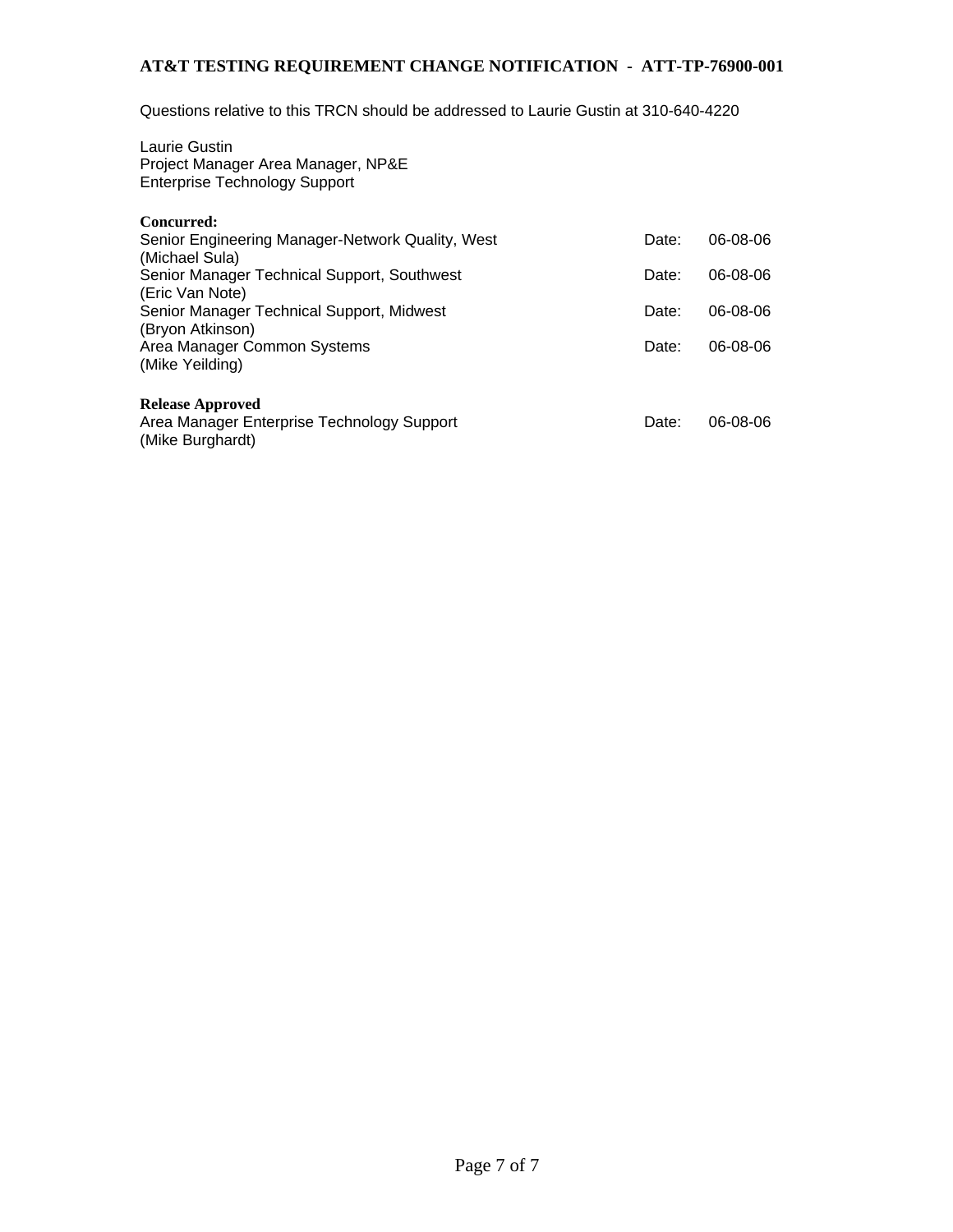Questions relative to this TRCN should be addressed to Laurie Gustin at 310-640-4220

Laurie Gustin
Project Manager Area Manager, NP&E
Enterprise Technology Support

**Concurred:**

| | | |
|---|---|---|
| Senior Engineering Manager-Network Quality, West (Michael Sula) | Date: | 06-08-06 |
| Senior Manager Technical Support, Southwest (Eric Van Note) | Date: | 06-08-06 |
| Senior Manager Technical Support, Midwest (Bryon Atkinson) | Date: | 06-08-06 |
| Area Manager Common Systems (Mike Yeilding) | Date: | 06-08-06 |

**Release Approved**

| | | |
|---|---|---|
| Area Manager Enterprise Technology Support (Mike Burghardt) | Date: | 06-08-06 |